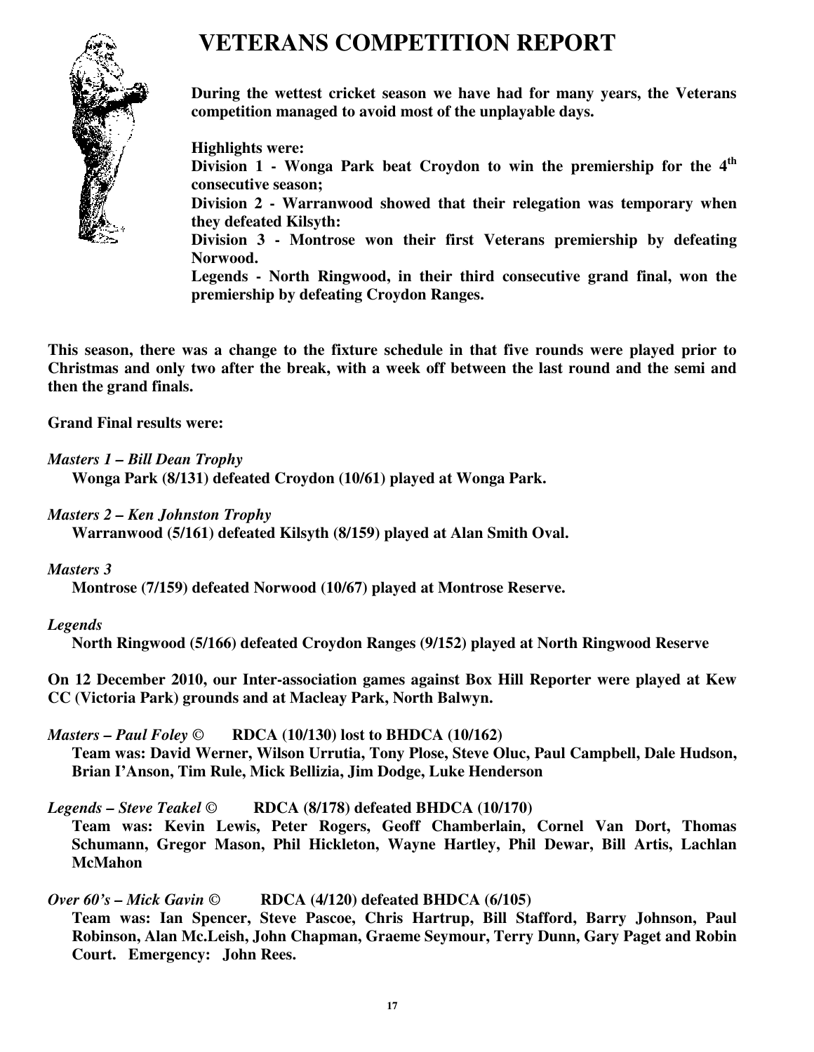# VETERANS COMPETITION REPORT

**During the wettest cricket season we have had for many years, the Veterans competition managed to avoid most of the unplayable days.**

**Highlights were:**
**Division 1 - Wonga Park beat Croydon to win the premiership for the 4th consecutive season;**
**Division 2 - Warranwood showed that their relegation was temporary when they defeated Kilsyth:**
**Division 3 - Montrose won their first Veterans premiership by defeating Norwood.**
**Legends - North Ringwood, in their third consecutive grand final, won the premiership by defeating Croydon Ranges.**

**This season, there was a change to the fixture schedule in that five rounds were played prior to Christmas and only two after the break, with a week off between the last round and the semi and then the grand finals.**

**Grand Final results were:**

***Masters 1 – Bill Dean Trophy***
**Wonga Park (8/131) defeated Croydon (10/61) played at Wonga Park.**

***Masters 2 – Ken Johnston Trophy***
**Warranwood (5/161) defeated Kilsyth (8/159) played at Alan Smith Oval.**

***Masters 3***
**Montrose (7/159) defeated Norwood (10/67) played at Montrose Reserve.**

***Legends***
**North Ringwood (5/166) defeated Croydon Ranges (9/152) played at North Ringwood Reserve**

**On 12 December 2010, our Inter-association games against Box Hill Reporter were played at Kew CC (Victoria Park) grounds and at Macleay Park, North Balwyn.**

***Masters – Paul Foley ©*** **RDCA (10/130) lost to BHDCA (10/162)**
**Team was: David Werner, Wilson Urrutia, Tony Plose, Steve Oluc, Paul Campbell, Dale Hudson, Brian I'Anson, Tim Rule, Mick Bellizia, Jim Dodge, Luke Henderson**

***Legends – Steve Teakel ©*** **RDCA (8/178) defeated BHDCA (10/170)**
**Team was: Kevin Lewis, Peter Rogers, Geoff Chamberlain, Cornel Van Dort, Thomas Schumann, Gregor Mason, Phil Hickleton, Wayne Hartley, Phil Dewar, Bill Artis, Lachlan McMahon**

***Over 60's – Mick Gavin ©*** **RDCA (4/120) defeated BHDCA (6/105)**
**Team was: Ian Spencer, Steve Pascoe, Chris Hartrup, Bill Stafford, Barry Johnson, Paul Robinson, Alan Mc.Leish, John Chapman, Graeme Seymour, Terry Dunn, Gary Paget and Robin Court. Emergency: John Rees.**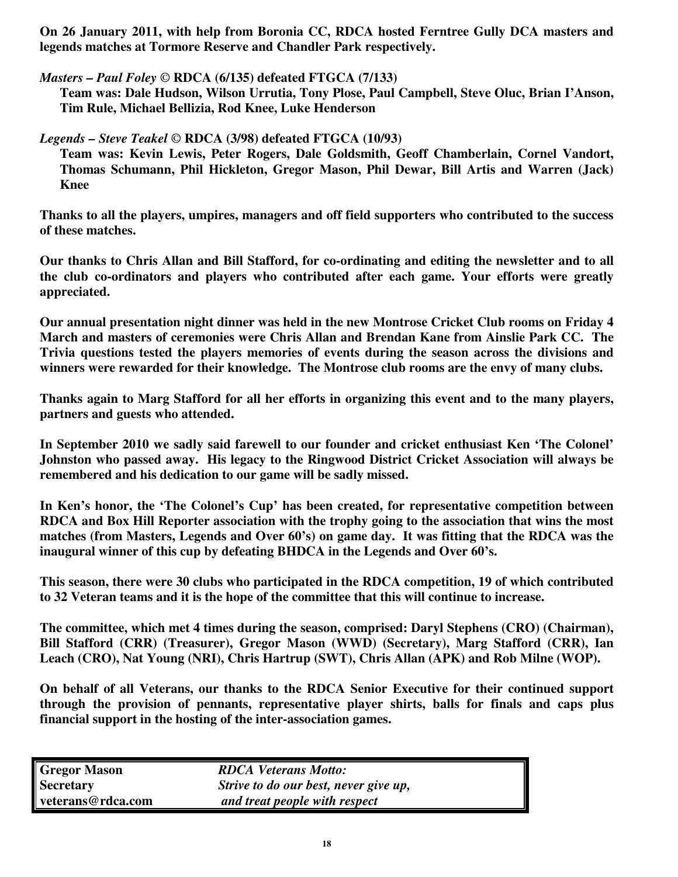**On 26 January 2011, with help from Boronia CC, RDCA hosted Ferntree Gully DCA masters and legends matches at Tormore Reserve and Chandler Park respectively.**

***Masters – Paul Foley* © RDCA (6/135) defeated FTGCA (7/133)**

**Team was: Dale Hudson, Wilson Urrutia, Tony Plose, Paul Campbell, Steve Oluc, Brian I'Anson, Tim Rule, Michael Bellizia, Rod Knee, Luke Henderson**

***Legends – Steve Teakel* © RDCA (3/98) defeated FTGCA (10/93)**

**Team was: Kevin Lewis, Peter Rogers, Dale Goldsmith, Geoff Chamberlain, Cornel Vandort, Thomas Schumann, Phil Hickleton, Gregor Mason, Phil Dewar, Bill Artis and Warren (Jack) Knee**

**Thanks to all the players, umpires, managers and off field supporters who contributed to the success of these matches.**

**Our thanks to Chris Allan and Bill Stafford, for co-ordinating and editing the newsletter and to all the club co-ordinators and players who contributed after each game. Your efforts were greatly appreciated.**

**Our annual presentation night dinner was held in the new Montrose Cricket Club rooms on Friday 4 March and masters of ceremonies were Chris Allan and Brendan Kane from Ainslie Park CC. The Trivia questions tested the players memories of events during the season across the divisions and winners were rewarded for their knowledge. The Montrose club rooms are the envy of many clubs.**

**Thanks again to Marg Stafford for all her efforts in organizing this event and to the many players, partners and guests who attended.**

**In September 2010 we sadly said farewell to our founder and cricket enthusiast Ken 'The Colonel' Johnston who passed away. His legacy to the Ringwood District Cricket Association will always be remembered and his dedication to our game will be sadly missed.**

**In Ken's honor, the 'The Colonel's Cup' has been created, for representative competition between RDCA and Box Hill Reporter association with the trophy going to the association that wins the most matches (from Masters, Legends and Over 60's) on game day. It was fitting that the RDCA was the inaugural winner of this cup by defeating BHDCA in the Legends and Over 60's.**

**This season, there were 30 clubs who participated in the RDCA competition, 19 of which contributed to 32 Veteran teams and it is the hope of the committee that this will continue to increase.**

**The committee, which met 4 times during the season, comprised: Daryl Stephens (CRO) (Chairman), Bill Stafford (CRR) (Treasurer), Gregor Mason (WWD) (Secretary), Marg Stafford (CRR), Ian Leach (CRO), Nat Young (NRI), Chris Hartrup (SWT), Chris Allan (APK) and Rob Milne (WOP).**

**On behalf of all Veterans, our thanks to the RDCA Senior Executive for their continued support through the provision of pennants, representative player shirts, balls for finals and caps plus financial support in the hosting of the inter-association games.**

| | |
|---|---|
| **Gregor Mason** | ***RDCA Veterans Motto:*** |
| **Secretary** | ***Strive to do our best, never give up,*** |
| **veterans@rdca.com** | ***and treat people with respect*** |